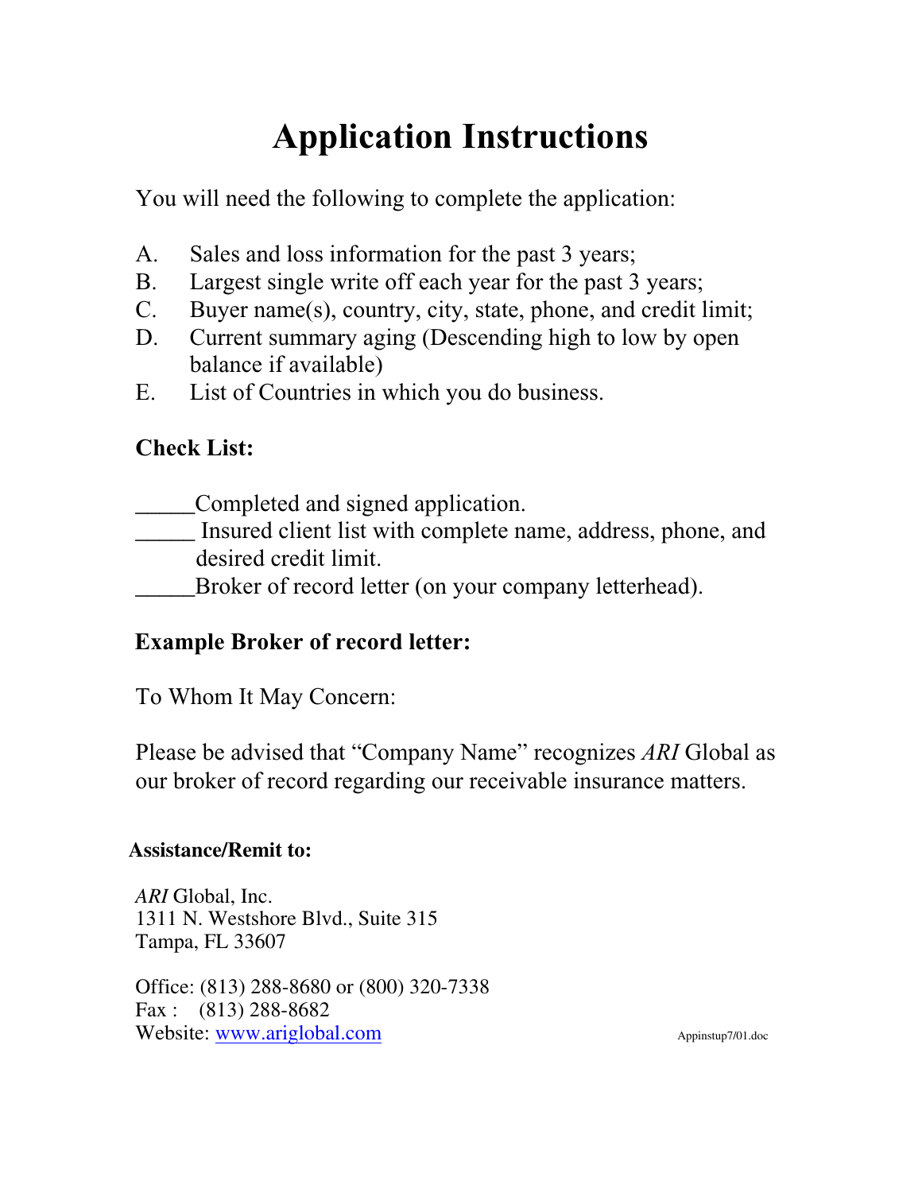# Application Instructions

You will need the following to complete the application:

A. Sales and loss information for the past 3 years;
B. Largest single write off each year for the past 3 years;
C. Buyer name(s), country, city, state, phone, and credit limit;
D. Current summary aging (Descending high to low by open balance if available)
E. List of Countries in which you do business.

**Check List:**

_____Completed and signed application.
_____ Insured client list with complete name, address, phone, and desired credit limit.
_____Broker of record letter (on your company letterhead).

**Example Broker of record letter:**

To Whom It May Concern:

Please be advised that "Company Name" recognizes *ARI* Global as our broker of record regarding our receivable insurance matters.

**Assistance/Remit to:**

*ARI* Global, Inc.
1311 N. Westshore Blvd., Suite 315
Tampa, FL 33607

Office: (813) 288-8680 or (800) 320-7338
Fax : (813) 288-8682
Website: www.ariglobal.com

Appinstup7/01.doc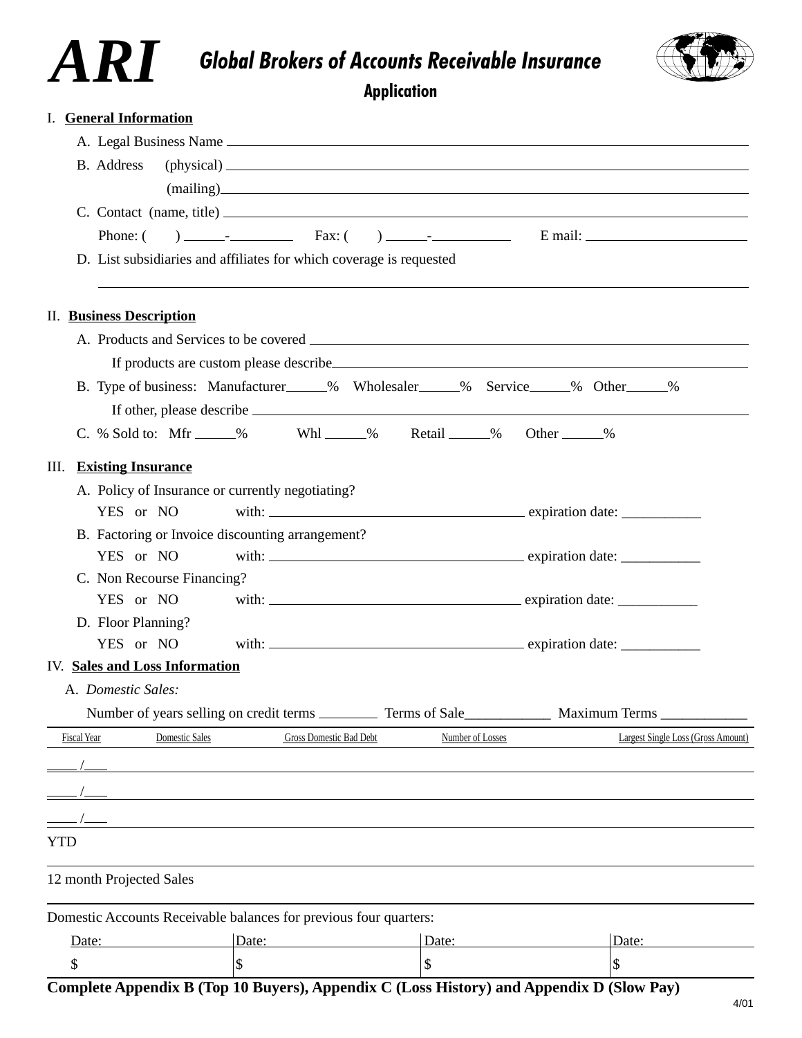# ARI Global Brokers of Accounts Receivable Insurance

## Application

I. **General Information**

A. Legal Business Name ______________________________

B. Address (physical) ______________________________

(mailing) ______________________________

C. Contact (name, title) ______________________________

Phone: ( ) ____-________ Fax: ( ) ____-________ E mail: ______________

D. List subsidiaries and affiliates for which coverage is requested

______________________________

II. **Business Description**

A. Products and Services to be covered ______________________________

If products are custom please describe ______________________________

B. Type of business: Manufacturer_____% Wholesaler_____% Service_____% Other_____%

If other, please describe ______________________________

C. % Sold to: Mfr _____% Whl _____% Retail _____% Other _____%

III. **Existing Insurance**

A. Policy of Insurance or currently negotiating?

YES or NO with: ______________________ expiration date: ___________

B. Factoring or Invoice discounting arrangement?

YES or NO with: ______________________ expiration date: ___________

C. Non Recourse Financing?

YES or NO with: ______________________ expiration date: ___________

D. Floor Planning?

YES or NO with: ______________________ expiration date: ___________

IV. **Sales and Loss Information**

A. *Domestic Sales:*

Number of years selling on credit terms ________ Terms of Sale____________ Maximum Terms ____________

| Fiscal Year | Domestic Sales | Gross Domestic Bad Debt | Number of Losses | Largest Single Loss (Gross Amount) |
|---|---|---|---|---|
| ____ /___ | | | | |
| ____ /___ | | | | |
| ____ /___ | | | | |
| YTD | | | | |
| 12 month Projected Sales | | | | |

Domestic Accounts Receivable balances for previous four quarters:

| Date: | Date: | Date: | Date: |
|---|---|---|---|
| $ | $ | $ | $ |

**Complete Appendix B (Top 10 Buyers), Appendix C (Loss History) and Appendix D (Slow Pay)**

4/01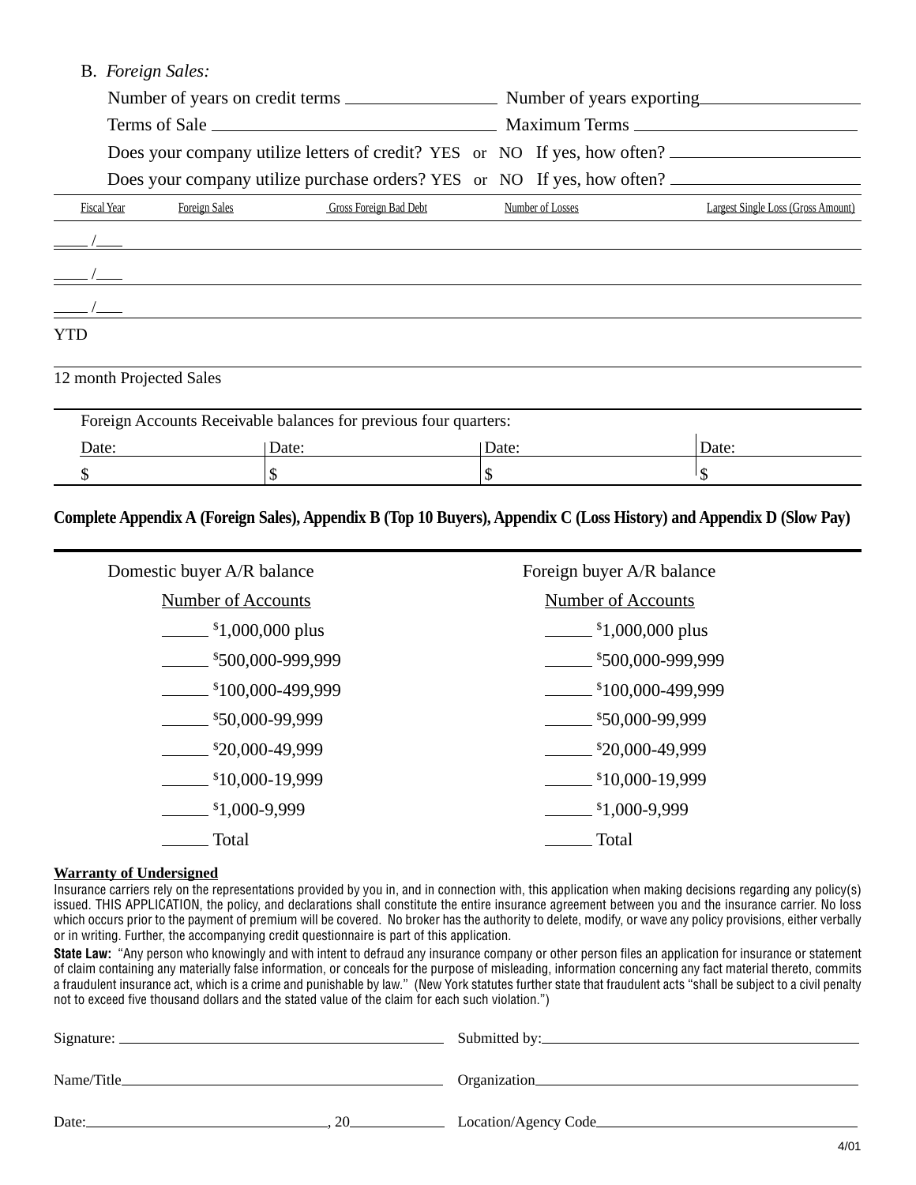B. *Foreign Sales:*

Number of years on credit terms ________________ Number of years exporting ________________

Terms of Sale ______________________________ Maximum Terms ________________________

Does your company utilize letters of credit? YES or NO If yes, how often? ____________________

Does your company utilize purchase orders? YES or NO If yes, how often? ____________________

| Fiscal Year | Foreign Sales | Gross Foreign Bad Debt | Number of Losses | Largest Single Loss (Gross Amount) |
|---|---|---|---|---|
| ____ /___ | | | | |
| ____ /___ | | | | |
| ____ /___ | | | | |
| YTD | | | | |
| 12 month Projected Sales | | | | |

Foreign Accounts Receivable balances for previous four quarters:

| Date: | Date: | Date: | Date: |
|---|---|---|---|
| $ | $ | $ | $ |

**Complete Appendix A (Foreign Sales), Appendix B (Top 10 Buyers), Appendix C (Loss History) and Appendix D (Slow Pay)**

| Domestic buyer A/R balance | Foreign buyer A/R balance |
|---|---|
| Number of Accounts | Number of Accounts |
| _____ $1,000,000 plus | _____ $1,000,000 plus |
| _____ $500,000-999,999 | _____ $500,000-999,999 |
| _____ $100,000-499,999 | _____ $100,000-499,999 |
| _____ $50,000-99,999 | _____ $50,000-99,999 |
| _____ $20,000-49,999 | _____ $20,000-49,999 |
| _____ $10,000-19,999 | _____ $10,000-19,999 |
| _____ $1,000-9,999 | _____ $1,000-9,999 |
| _____ Total | _____ Total |

**Warranty of Undersigned**

Insurance carriers rely on the representations provided by you in, and in connection with, this application when making decisions regarding any policy(s) issued. THIS APPLICATION, the policy, and declarations shall constitute the entire insurance agreement between you and the insurance carrier. No loss which occurs prior to the payment of premium will be covered. No broker has the authority to delete, modify, or wave any policy provisions, either verbally or in writing. Further, the accompanying credit questionnaire is part of this application.

**State Law:** "Any person who knowingly and with intent to defraud any insurance company or other person files an application for insurance or statement of claim containing any materially false information, or conceals for the purpose of misleading, information concerning any fact material thereto, commits a fraudulent insurance act, which is a crime and punishable by law." (New York statutes further state that fraudulent acts "shall be subject to a civil penalty not to exceed five thousand dollars and the stated value of the claim for each such violation.")

Signature: ____________________________________ Submitted by: ____________________________________

Name/Title ____________________________________ Organization ____________________________________

Date: __________________________, 20__________ Location/Agency Code ______________________________

4/01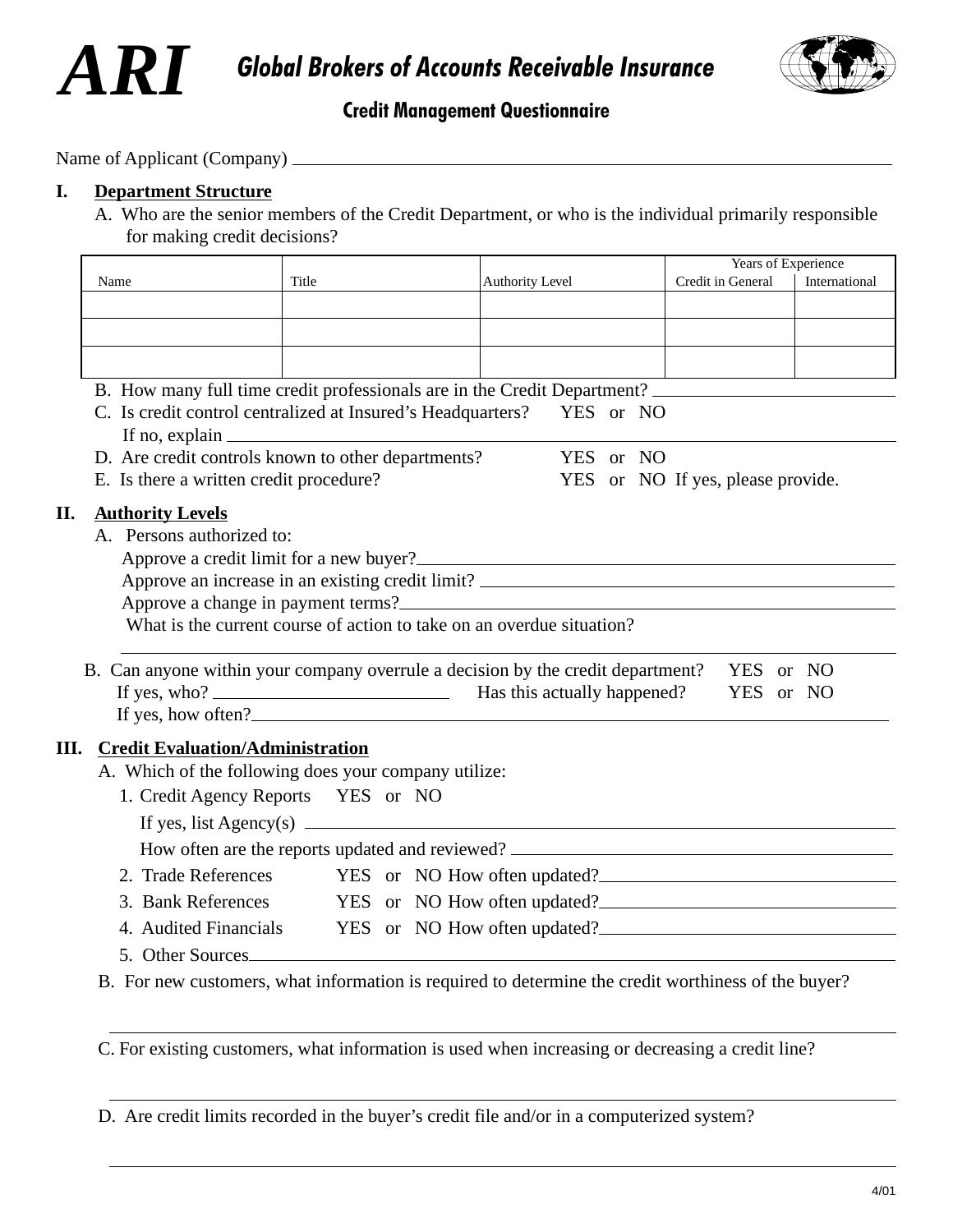# ARI Global Brokers of Accounts Receivable Insurance

## Credit Management Questionnaire

Name of Applicant (Company) \_\_\_\_\_\_\_\_\_\_\_\_\_\_\_\_\_\_\_\_\_\_\_\_\_\_\_\_\_\_\_\_\_\_\_\_\_\_\_\_

**I. Department Structure**

A. Who are the senior members of the Credit Department, or who is the individual primarily responsible for making credit decisions?

| Name | Title | Authority Level | Years of Experience | |
|---|---|---|---|---|
| | | | Credit in General | International |
| | | | | |
| | | | | |
| | | | | |

B. How many full time credit professionals are in the Credit Department? \_\_\_\_\_\_\_\_\_\_\_\_\_\_\_\_

C. Is credit control centralized at Insured's Headquarters? YES or NO

If no, explain \_\_\_\_\_\_\_\_\_\_\_\_\_\_\_\_\_\_\_\_\_\_\_\_\_\_\_\_\_\_\_\_

D. Are credit controls known to other departments? YES or NO

E. Is there a written credit procedure? YES or NO If yes, please provide.

**II. Authority Levels**

A. Persons authorized to:

Approve a credit limit for a new buyer? \_\_\_\_\_\_\_\_\_\_\_\_\_\_\_\_\_\_\_\_\_\_\_\_\_\_\_\_\_\_\_\_

Approve an increase in an existing credit limit? \_\_\_\_\_\_\_\_\_\_\_\_\_\_\_\_\_\_\_\_\_\_\_\_\_\_\_\_\_\_\_\_

Approve a change in payment terms? \_\_\_\_\_\_\_\_\_\_\_\_\_\_\_\_\_\_\_\_\_\_\_\_\_\_\_\_\_\_\_\_

What is the current course of action to take on an overdue situation?

\_\_\_\_\_\_\_\_\_\_\_\_\_\_\_\_\_\_\_\_\_\_\_\_\_\_\_\_\_\_\_\_\_\_\_\_\_\_\_\_

B. Can anyone within your company overrule a decision by the credit department? YES or NO

If yes, who? \_\_\_\_\_\_\_\_\_\_\_\_\_\_\_\_ Has this actually happened? YES or NO

If yes, how often? \_\_\_\_\_\_\_\_\_\_\_\_\_\_\_\_\_\_\_\_\_\_\_\_\_\_\_\_\_\_\_\_

**III. Credit Evaluation/Administration**

A. Which of the following does your company utilize:

1. Credit Agency Reports YES or NO

   If yes, list Agency(s) \_\_\_\_\_\_\_\_\_\_\_\_\_\_\_\_\_\_\_\_\_\_\_\_\_\_\_\_\_\_\_\_

   How often are the reports updated and reviewed? \_\_\_\_\_\_\_\_\_\_\_\_\_\_\_\_\_\_\_\_\_\_\_\_\_\_\_\_\_\_\_\_

2. Trade References YES or NO How often updated? \_\_\_\_\_\_\_\_\_\_\_\_\_\_\_\_

3. Bank References YES or NO How often updated? \_\_\_\_\_\_\_\_\_\_\_\_\_\_\_\_

4. Audited Financials YES or NO How often updated? \_\_\_\_\_\_\_\_\_\_\_\_\_\_\_\_

5. Other Sources \_\_\_\_\_\_\_\_\_\_\_\_\_\_\_\_\_\_\_\_\_\_\_\_\_\_\_\_\_\_\_\_

B. For new customers, what information is required to determine the credit worthiness of the buyer?

\_\_\_\_\_\_\_\_\_\_\_\_\_\_\_\_\_\_\_\_\_\_\_\_\_\_\_\_\_\_\_\_\_\_\_\_\_\_\_\_

C. For existing customers, what information is used when increasing or decreasing a credit line?

\_\_\_\_\_\_\_\_\_\_\_\_\_\_\_\_\_\_\_\_\_\_\_\_\_\_\_\_\_\_\_\_\_\_\_\_\_\_\_\_

D. Are credit limits recorded in the buyer's credit file and/or in a computerized system?

\_\_\_\_\_\_\_\_\_\_\_\_\_\_\_\_\_\_\_\_\_\_\_\_\_\_\_\_\_\_\_\_\_\_\_\_\_\_\_\_

4/01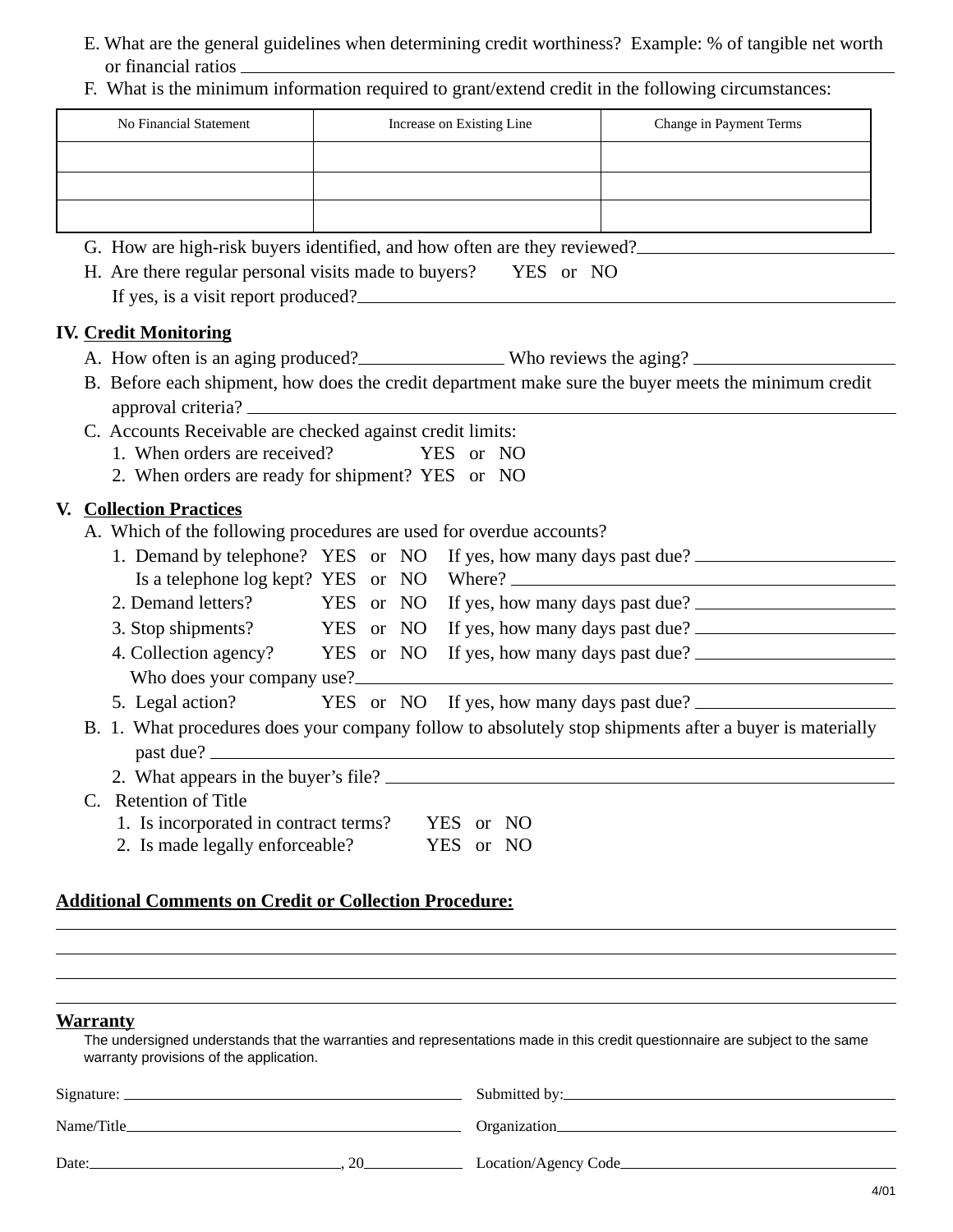E. What are the general guidelines when determining credit worthiness? Example: % of tangible net worth or financial ratios ____________________

F. What is the minimum information required to grant/extend credit in the following circumstances:

| No Financial Statement | Increase on Existing Line | Change in Payment Terms |
|---|---|---|
| | | |
| | | |
| | | |

G. How are high-risk buyers identified, and how often are they reviewed? ____________________

H. Are there regular personal visits made to buyers? YES or NO

If yes, is a visit report produced? ____________________

## IV. Credit Monitoring

A. How often is an aging produced? ____________ Who reviews the aging? ____________

B. Before each shipment, how does the credit department make sure the buyer meets the minimum credit approval criteria? ____________________

C. Accounts Receivable are checked against credit limits:

1. When orders are received? YES or NO
2. When orders are ready for shipment? YES or NO

## V. Collection Practices

A. Which of the following procedures are used for overdue accounts?

1. Demand by telephone? YES or NO If yes, how many days past due? ____________
   Is a telephone log kept? YES or NO Where? ____________
2. Demand letters? YES or NO If yes, how many days past due? ____________
3. Stop shipments? YES or NO If yes, how many days past due? ____________
4. Collection agency? YES or NO If yes, how many days past due? ____________
   Who does your company use? ____________________
5. Legal action? YES or NO If yes, how many days past due? ____________

B. 1. What procedures does your company follow to absolutely stop shipments after a buyer is materially past due? ____________________

2. What appears in the buyer's file? ____________________

C. Retention of Title

1. Is incorporated in contract terms? YES or NO
2. Is made legally enforceable? YES or NO

**Additional Comments on Credit or Collection Procedure:**

____________________

____________________

____________________

____________________

**Warranty**

The undersigned understands that the warranties and representations made in this credit questionnaire are subject to the same warranty provisions of the application.

Signature: ____________________ Submitted by: ____________________

Name/Title ____________________ Organization ____________________

Date: ____________________, 20________ Location/Agency Code ____________________

4/01